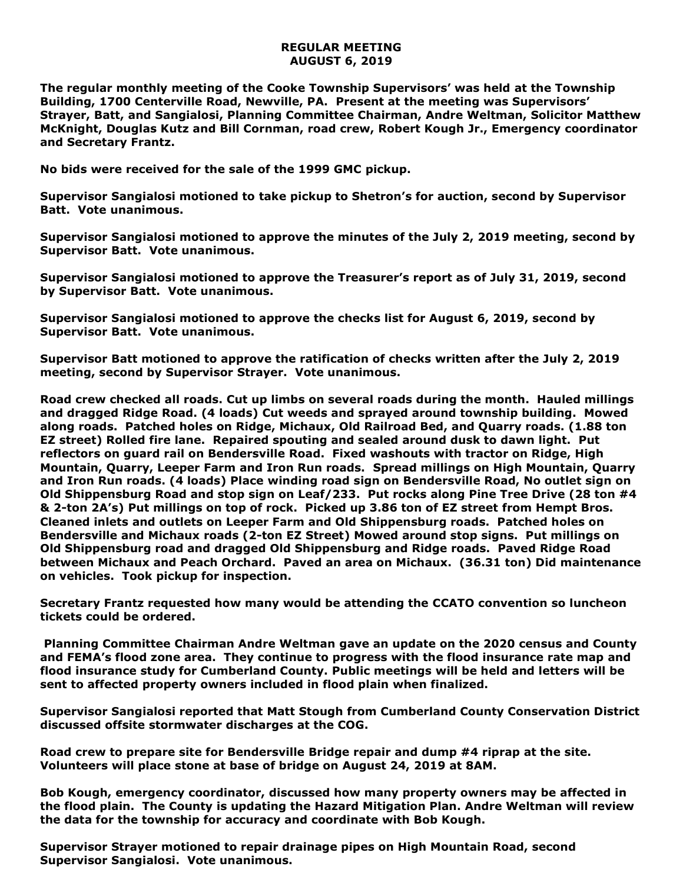**REGULAR MEETING**
**AUGUST 6, 2019**

**The regular monthly meeting of the Cooke Township Supervisors' was held at the Township Building, 1700 Centerville Road, Newville, PA. Present at the meeting was Supervisors' Strayer, Batt, and Sangialosi, Planning Committee Chairman, Andre Weltman, Solicitor Matthew McKnight, Douglas Kutz and Bill Cornman, road crew, Robert Kough Jr., Emergency coordinator and Secretary Frantz.**

**No bids were received for the sale of the 1999 GMC pickup.**

**Supervisor Sangialosi motioned to take pickup to Shetron's for auction, second by Supervisor Batt. Vote unanimous.**

**Supervisor Sangialosi motioned to approve the minutes of the July 2, 2019 meeting, second by Supervisor Batt. Vote unanimous.**

**Supervisor Sangialosi motioned to approve the Treasurer's report as of July 31, 2019, second by Supervisor Batt. Vote unanimous.**

**Supervisor Sangialosi motioned to approve the checks list for August 6, 2019, second by Supervisor Batt. Vote unanimous.**

**Supervisor Batt motioned to approve the ratification of checks written after the July 2, 2019 meeting, second by Supervisor Strayer. Vote unanimous.**

**Road crew checked all roads. Cut up limbs on several roads during the month. Hauled millings and dragged Ridge Road. (4 loads) Cut weeds and sprayed around township building. Mowed along roads. Patched holes on Ridge, Michaux, Old Railroad Bed, and Quarry roads. (1.88 ton EZ street) Rolled fire lane. Repaired spouting and sealed around dusk to dawn light. Put reflectors on guard rail on Bendersville Road. Fixed washouts with tractor on Ridge, High Mountain, Quarry, Leeper Farm and Iron Run roads. Spread millings on High Mountain, Quarry and Iron Run roads. (4 loads) Place winding road sign on Bendersville Road, No outlet sign on Old Shippensburg Road and stop sign on Leaf/233. Put rocks along Pine Tree Drive (28 ton #4 & 2-ton 2A's) Put millings on top of rock. Picked up 3.86 ton of EZ street from Hempt Bros. Cleaned inlets and outlets on Leeper Farm and Old Shippensburg roads. Patched holes on Bendersville and Michaux roads (2-ton EZ Street) Mowed around stop signs. Put millings on Old Shippensburg road and dragged Old Shippensburg and Ridge roads. Paved Ridge Road between Michaux and Peach Orchard. Paved an area on Michaux. (36.31 ton) Did maintenance on vehicles. Took pickup for inspection.**

**Secretary Frantz requested how many would be attending the CCATO convention so luncheon tickets could be ordered.**

**Planning Committee Chairman Andre Weltman gave an update on the 2020 census and County and FEMA's flood zone area. They continue to progress with the flood insurance rate map and flood insurance study for Cumberland County. Public meetings will be held and letters will be sent to affected property owners included in flood plain when finalized.**

**Supervisor Sangialosi reported that Matt Stough from Cumberland County Conservation District discussed offsite stormwater discharges at the COG.**

**Road crew to prepare site for Bendersville Bridge repair and dump #4 riprap at the site. Volunteers will place stone at base of bridge on August 24, 2019 at 8AM.**

**Bob Kough, emergency coordinator, discussed how many property owners may be affected in the flood plain. The County is updating the Hazard Mitigation Plan. Andre Weltman will review the data for the township for accuracy and coordinate with Bob Kough.**

**Supervisor Strayer motioned to repair drainage pipes on High Mountain Road, second Supervisor Sangialosi. Vote unanimous.**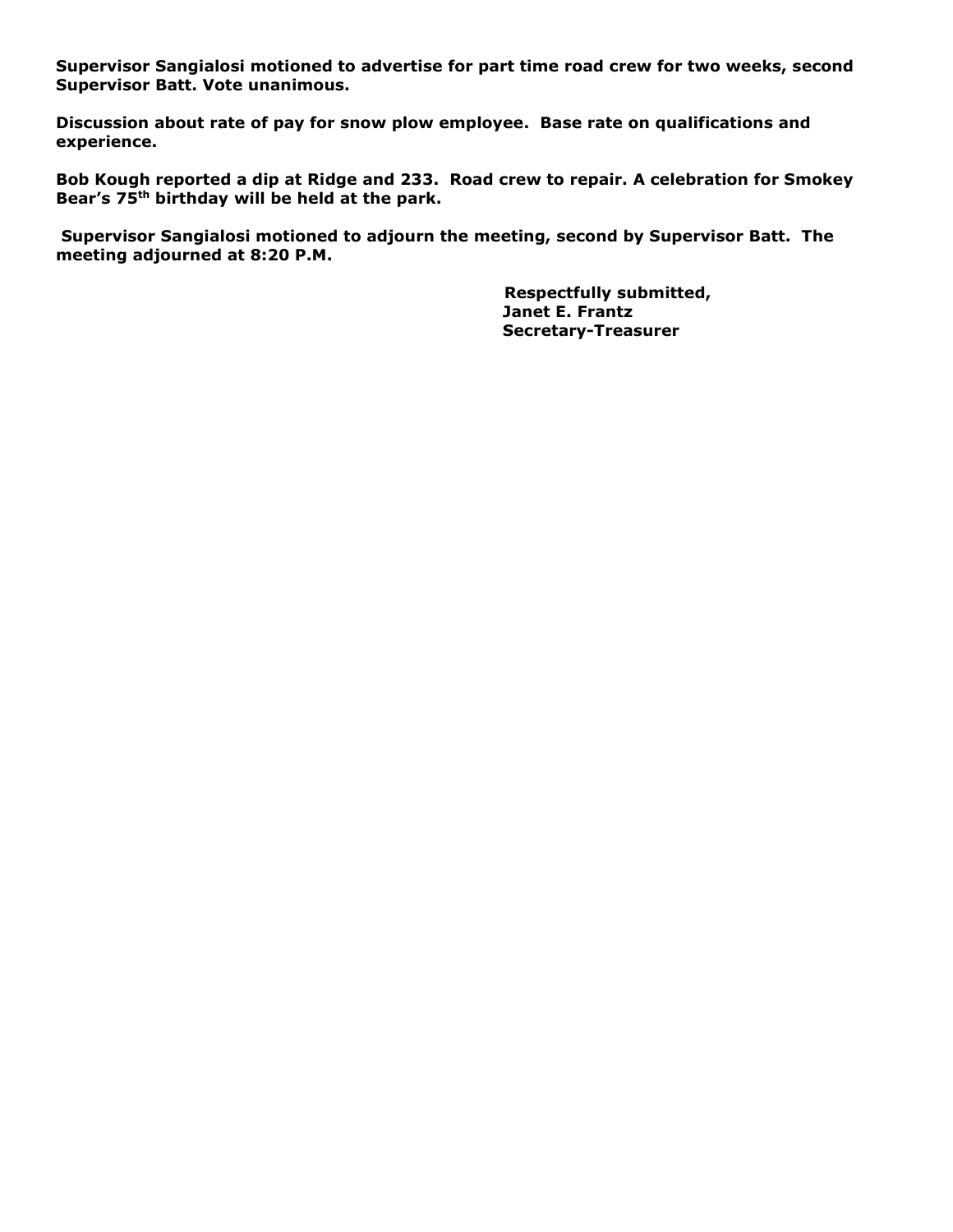**Supervisor Sangialosi motioned to advertise for part time road crew for two weeks, second Supervisor Batt. Vote unanimous.**

**Discussion about rate of pay for snow plow employee. Base rate on qualifications and experience.**

**Bob Kough reported a dip at Ridge and 233. Road crew to repair. A celebration for Smokey Bear's 75th birthday will be held at the park.**

**Supervisor Sangialosi motioned to adjourn the meeting, second by Supervisor Batt. The meeting adjourned at 8:20 P.M.**

**Respectfully submitted,**
**Janet E. Frantz**
**Secretary-Treasurer**